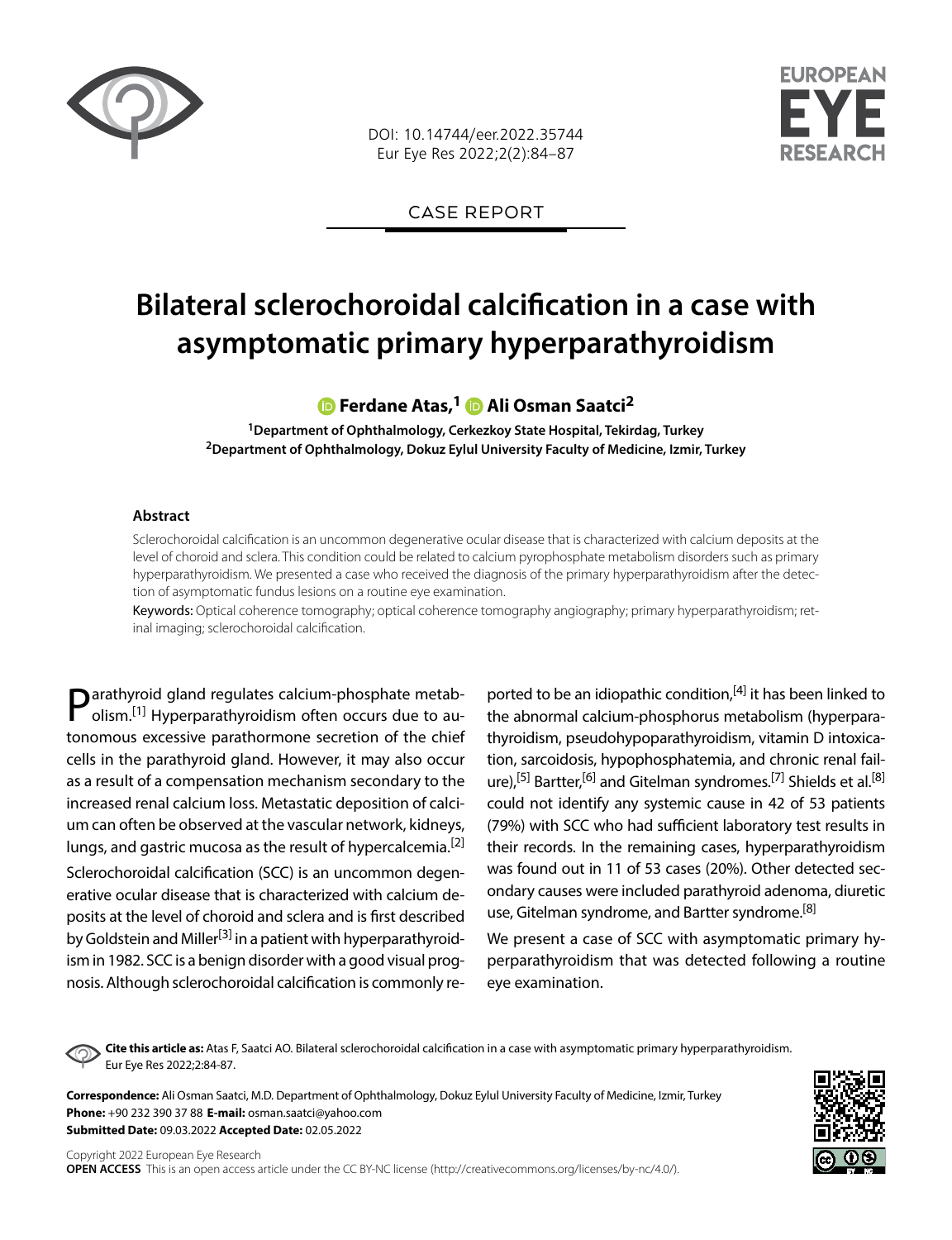CASE REPORT

# Bilateral sclerochoroidal calcification in a case with asymptomatic primary hyperparathyroidism

**Ferdane Atas,[1] Ali Osman Saatci[2]**

[1]Department of Ophthalmology, Cerkezkoy State Hospital, Tekirdag, Turkey
[2]Department of Ophthalmology, Dokuz Eylul University Faculty of Medicine, Izmir, Turkey

### Abstract

Sclerochoroidal calcification is an uncommon degenerative ocular disease that is characterized with calcium deposits at the level of choroid and sclera. This condition could be related to calcium pyrophosphate metabolism disorders such as primary hyperparathyroidism. We presented a case who received the diagnosis of the primary hyperparathyroidism after the detection of asymptomatic fundus lesions on a routine eye examination.

Keywords: Optical coherence tomography; optical coherence tomography angiography; primary hyperparathyroidism; retinal imaging; sclerochoroidal calcification.

Parathyroid gland regulates calcium-phosphate metabolism.[1] Hyperparathyroidism often occurs due to autonomous excessive parathormone secretion of the chief cells in the parathyroid gland. However, it may also occur as a result of a compensation mechanism secondary to the increased renal calcium loss. Metastatic deposition of calcium can often be observed at the vascular network, kidneys, lungs, and gastric mucosa as the result of hypercalcemia.[2]

Sclerochoroidal calcification (SCC) is an uncommon degenerative ocular disease that is characterized with calcium deposits at the level of choroid and sclera and is first described by Goldstein and Miller[3] in a patient with hyperparathyroidism in 1982. SCC is a benign disorder with a good visual prognosis. Although sclerochoroidal calcification is commonly reported to be an idiopathic condition,[4] it has been linked to the abnormal calcium-phosphorus metabolism (hyperparathyroidism, pseudohypoparathyroidism, vitamin D intoxication, sarcoidosis, hypophosphatemia, and chronic renal failure),[5] Bartter,[6] and Gitelman syndromes.[7] Shields et al.[8] could not identify any systemic cause in 42 of 53 patients (79%) with SCC who had sufficient laboratory test results in their records. In the remaining cases, hyperparathyroidism was found out in 11 of 53 cases (20%). Other detected secondary causes were included parathyroid adenoma, diuretic use, Gitelman syndrome, and Bartter syndrome.[8]

We present a case of SCC with asymptomatic primary hyperparathyroidism that was detected following a routine eye examination.

**Cite this article as:** Atas F, Saatci AO. Bilateral sclerochoroidal calcification in a case with asymptomatic primary hyperparathyroidism. Eur Eye Res 2022;2:84-87.

**Correspondence:** Ali Osman Saatci, M.D. Department of Ophthalmology, Dokuz Eylul University Faculty of Medicine, Izmir, Turkey
**Phone:** +90 232 390 37 88 **E-mail:** osman.saatci@yahoo.com
**Submitted Date:** 09.03.2022 **Accepted Date:** 02.05.2022

Copyright 2022 European Eye Research
**OPEN ACCESS** This is an open access article under the CC BY-NC license (http://creativecommons.org/licenses/by-nc/4.0/).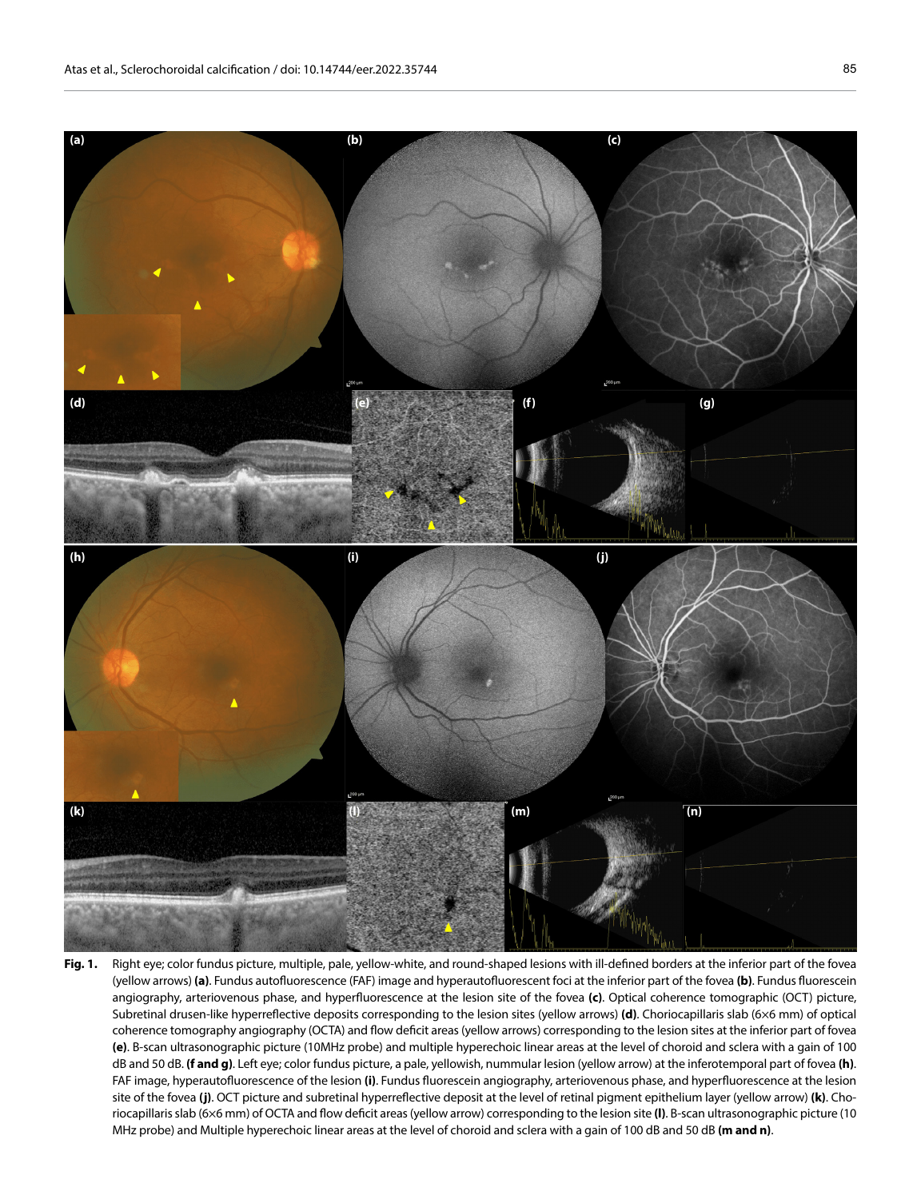**Fig. 1.** Right eye; color fundus picture, multiple, pale, yellow-white, and round-shaped lesions with ill-defined borders at the inferior part of the fovea (yellow arrows) **(a)**. Fundus autofluorescence (FAF) image and hyperautofluorescent foci at the inferior part of the fovea **(b)**. Fundus fluorescein angiography, arteriovenous phase, and hyperfluorescence at the lesion site of the fovea **(c)**. Optical coherence tomographic (OCT) picture, Subretinal drusen-like hyperreflective deposits corresponding to the lesion sites (yellow arrows) **(d)**. Choriocapillaris slab (6×6 mm) of optical coherence tomography angiography (OCTA) and flow deficit areas (yellow arrows) corresponding to the lesion sites at the inferior part of fovea **(e)**. B-scan ultrasonographic picture (10MHz probe) and multiple hyperechoic linear areas at the level of choroid and sclera with a gain of 100 dB and 50 dB. **(f and g)**. Left eye; color fundus picture, a pale, yellowish, nummular lesion (yellow arrow) at the inferotemporal part of fovea **(h)**. FAF image, hyperautofluorescence of the lesion **(i)**. Fundus fluorescein angiography, arteriovenous phase, and hyperfluorescence at the lesion site of the fovea **(j)**. OCT picture and subretinal hyperreflective deposit at the level of retinal pigment epithelium layer (yellow arrow) **(k)**. Choriocapillaris slab (6×6 mm) of OCTA and flow deficit areas (yellow arrow) corresponding to the lesion site **(l)**. B-scan ultrasonographic picture (10 MHz probe) and Multiple hyperechoic linear areas at the level of choroid and sclera with a gain of 100 dB and 50 dB **(m and n)**.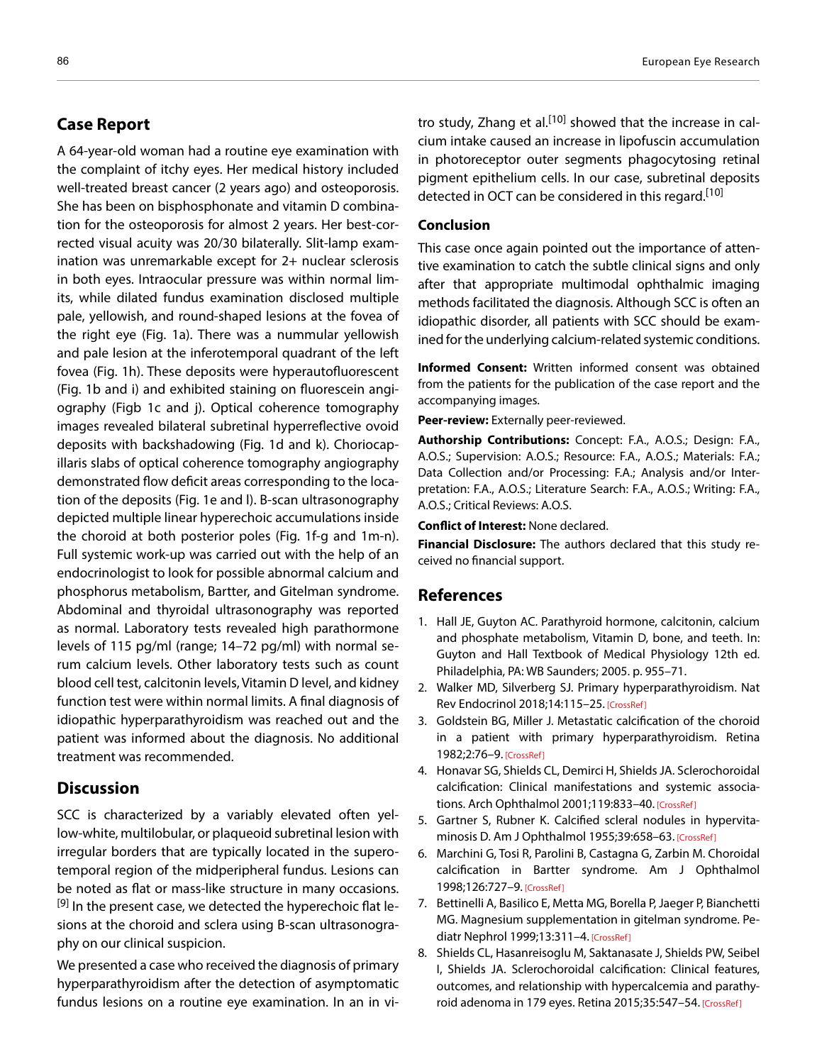## Case Report

A 64-year-old woman had a routine eye examination with the complaint of itchy eyes. Her medical history included well-treated breast cancer (2 years ago) and osteoporosis. She has been on bisphosphonate and vitamin D combination for the osteoporosis for almost 2 years. Her best-corrected visual acuity was 20/30 bilaterally. Slit-lamp examination was unremarkable except for 2+ nuclear sclerosis in both eyes. Intraocular pressure was within normal limits, while dilated fundus examination disclosed multiple pale, yellowish, and round-shaped lesions at the fovea of the right eye (Fig. 1a). There was a nummular yellowish and pale lesion at the inferotemporal quadrant of the left fovea (Fig. 1h). These deposits were hyperautofluorescent (Fig. 1b and i) and exhibited staining on fluorescein angiography (Figb 1c and j). Optical coherence tomography images revealed bilateral subretinal hyperreflective ovoid deposits with backshadowing (Fig. 1d and k). Choriocapillaris slabs of optical coherence tomography angiography demonstrated flow deficit areas corresponding to the location of the deposits (Fig. 1e and l). B-scan ultrasonography depicted multiple linear hyperechoic accumulations inside the choroid at both posterior poles (Fig. 1f-g and 1m-n). Full systemic work-up was carried out with the help of an endocrinologist to look for possible abnormal calcium and phosphorus metabolism, Bartter, and Gitelman syndrome. Abdominal and thyroidal ultrasonography was reported as normal. Laboratory tests revealed high parathormone levels of 115 pg/ml (range; 14–72 pg/ml) with normal serum calcium levels. Other laboratory tests such as count blood cell test, calcitonin levels, Vitamin D level, and kidney function test were within normal limits. A final diagnosis of idiopathic hyperparathyroidism was reached out and the patient was informed about the diagnosis. No additional treatment was recommended.

## Discussion

SCC is characterized by a variably elevated often yellow-white, multilobular, or plaqueoid subretinal lesion with irregular borders that are typically located in the superotemporal region of the midperipheral fundus. Lesions can be noted as flat or mass-like structure in many occasions.[9] In the present case, we detected the hyperechoic flat lesions at the choroid and sclera using B-scan ultrasonography on our clinical suspicion.

We presented a case who received the diagnosis of primary hyperparathyroidism after the detection of asymptomatic fundus lesions on a routine eye examination. In an in vitro study, Zhang et al.[10] showed that the increase in calcium intake caused an increase in lipofuscin accumulation in photoreceptor outer segments phagocytosing retinal pigment epithelium cells. In our case, subretinal deposits detected in OCT can be considered in this regard.[10]

### Conclusion

This case once again pointed out the importance of attentive examination to catch the subtle clinical signs and only after that appropriate multimodal ophthalmic imaging methods facilitated the diagnosis. Although SCC is often an idiopathic disorder, all patients with SCC should be examined for the underlying calcium-related systemic conditions.

**Informed Consent:** Written informed consent was obtained from the patients for the publication of the case report and the accompanying images.

**Peer-review:** Externally peer-reviewed.

**Authorship Contributions:** Concept: F.A., A.O.S.; Design: F.A., A.O.S.; Supervision: A.O.S.; Resource: F.A., A.O.S.; Materials: F.A.; Data Collection and/or Processing: F.A.; Analysis and/or Interpretation: F.A., A.O.S.; Literature Search: F.A., A.O.S.; Writing: F.A., A.O.S.; Critical Reviews: A.O.S.

**Conflict of Interest:** None declared.

**Financial Disclosure:** The authors declared that this study received no financial support.

## References

1. Hall JE, Guyton AC. Parathyroid hormone, calcitonin, calcium and phosphate metabolism, Vitamin D, bone, and teeth. In: Guyton and Hall Textbook of Medical Physiology 12th ed. Philadelphia, PA: WB Saunders; 2005. p. 955–71.
2. Walker MD, Silverberg SJ. Primary hyperparathyroidism. Nat Rev Endocrinol 2018;14:115–25. [CrossRef]
3. Goldstein BG, Miller J. Metastatic calcification of the choroid in a patient with primary hyperparathyroidism. Retina 1982;2:76–9. [CrossRef]
4. Honavar SG, Shields CL, Demirci H, Shields JA. Sclerochoroidal calcification: Clinical manifestations and systemic associations. Arch Ophthalmol 2001;119:833–40. [CrossRef]
5. Gartner S, Rubner K. Calcified scleral nodules in hypervitaminosis D. Am J Ophthalmol 1955;39:658–63. [CrossRef]
6. Marchini G, Tosi R, Parolini B, Castagna G, Zarbin M. Choroidal calcification in Bartter syndrome. Am J Ophthalmol 1998;126:727–9. [CrossRef]
7. Bettinelli A, Basilico E, Metta MG, Borella P, Jaeger P, Bianchetti MG. Magnesium supplementation in gitelman syndrome. Pediatr Nephrol 1999;13:311–4. [CrossRef]
8. Shields CL, Hasanreisoglu M, Saktanasate J, Shields PW, Seibel I, Shields JA. Sclerochoroidal calcification: Clinical features, outcomes, and relationship with hypercalcemia and parathyroid adenoma in 179 eyes. Retina 2015;35:547–54. [CrossRef]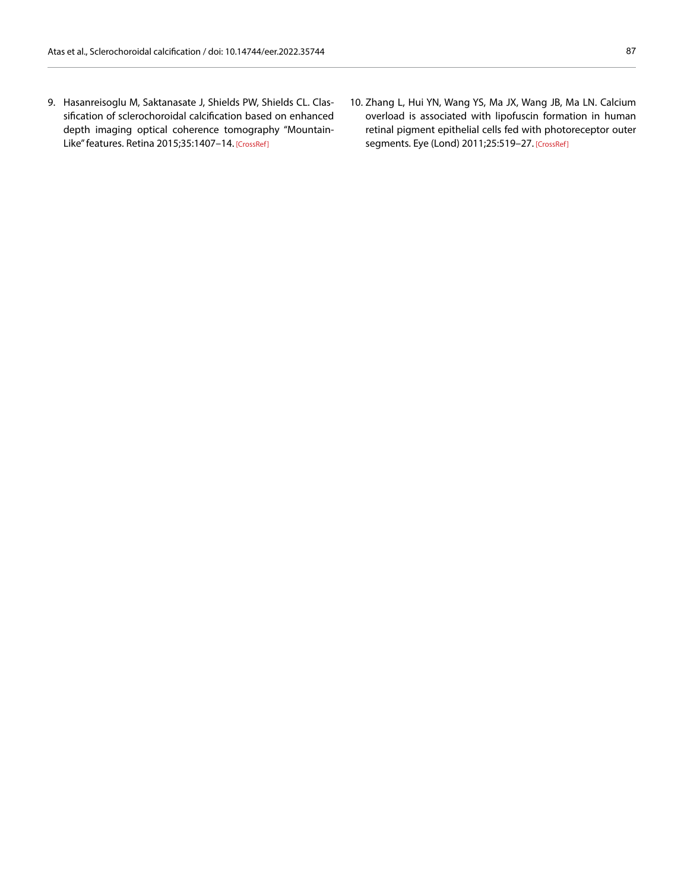9. Hasanreisoglu M, Saktanasate J, Shields PW, Shields CL. Classification of sclerochoroidal calcification based on enhanced depth imaging optical coherence tomography "Mountain-Like" features. Retina 2015;35:1407–14. [CrossRef]

10. Zhang L, Hui YN, Wang YS, Ma JX, Wang JB, Ma LN. Calcium overload is associated with lipofuscin formation in human retinal pigment epithelial cells fed with photoreceptor outer segments. Eye (Lond) 2011;25:519–27. [CrossRef]